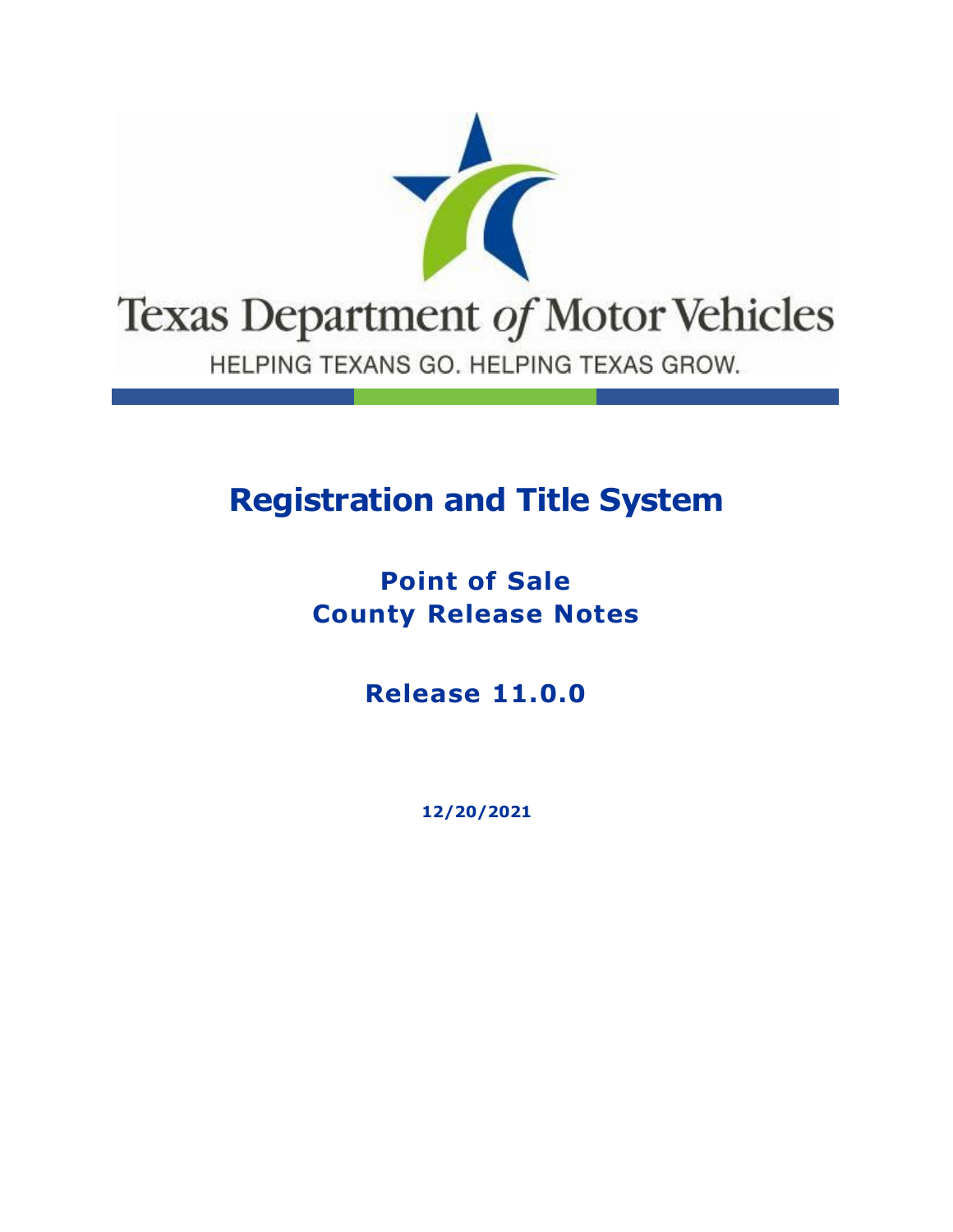Texas Department *of* Motor Vehicles

HELPING TEXANS GO. HELPING TEXAS GROW.

# Registration and Title System

## Point of Sale
## County Release Notes

## Release 11.0.0

**12/20/2021**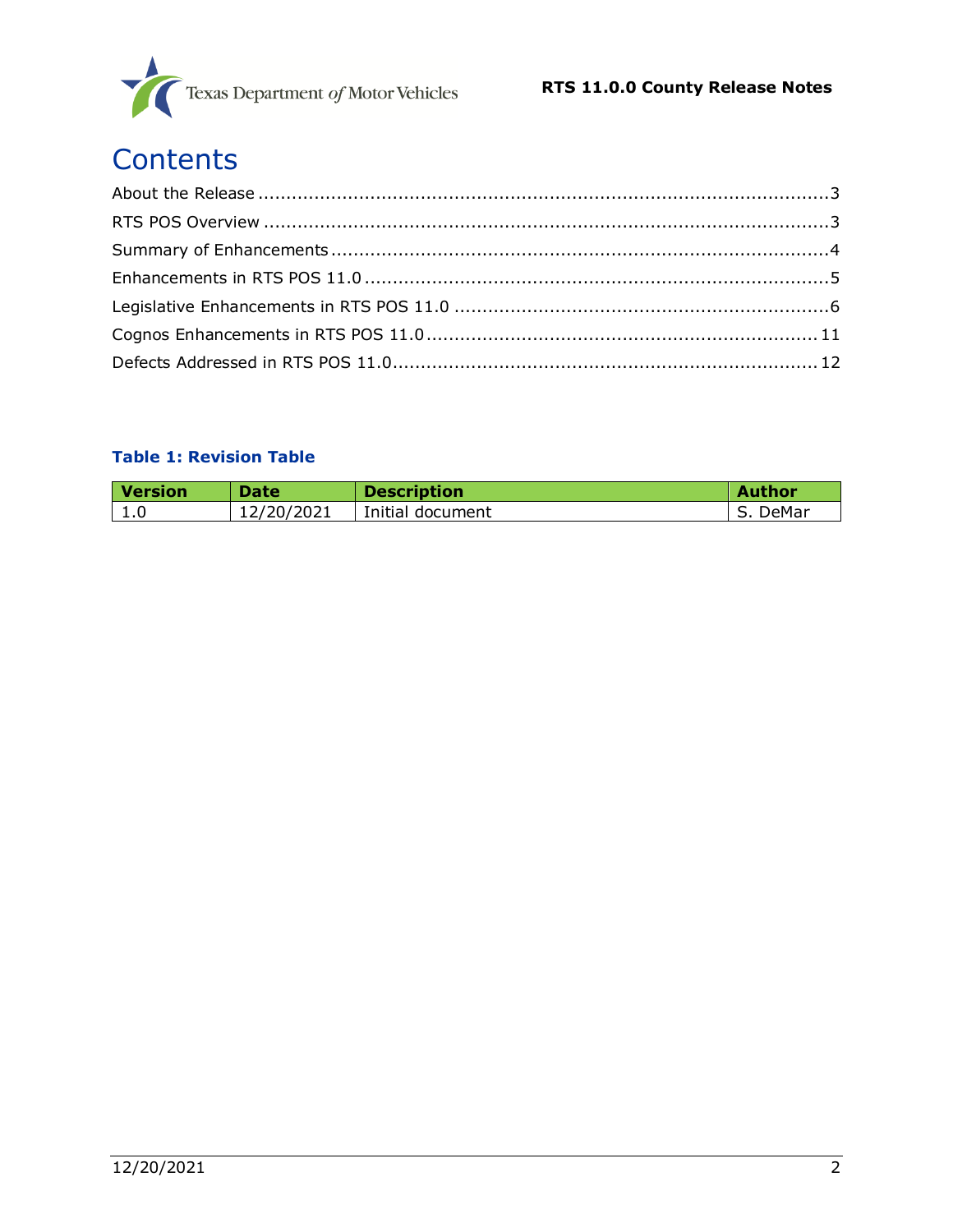# Contents

About the Release .......................................................................................................3
RTS POS Overview .......................................................................................................3
Summary of Enhancements ..........................................................................................4
Enhancements in RTS POS 11.0 ...................................................................................5
Legislative Enhancements in RTS POS 11.0 ..................................................................6
Cognos Enhancements in RTS POS 11.0 ......................................................................11
Defects Addressed in RTS POS 11.0 ............................................................................12

**Table 1: Revision Table**

| Version | Date | Description | Author |
|---|---|---|---|
| 1.0 | 12/20/2021 | Initial document | S. DeMar |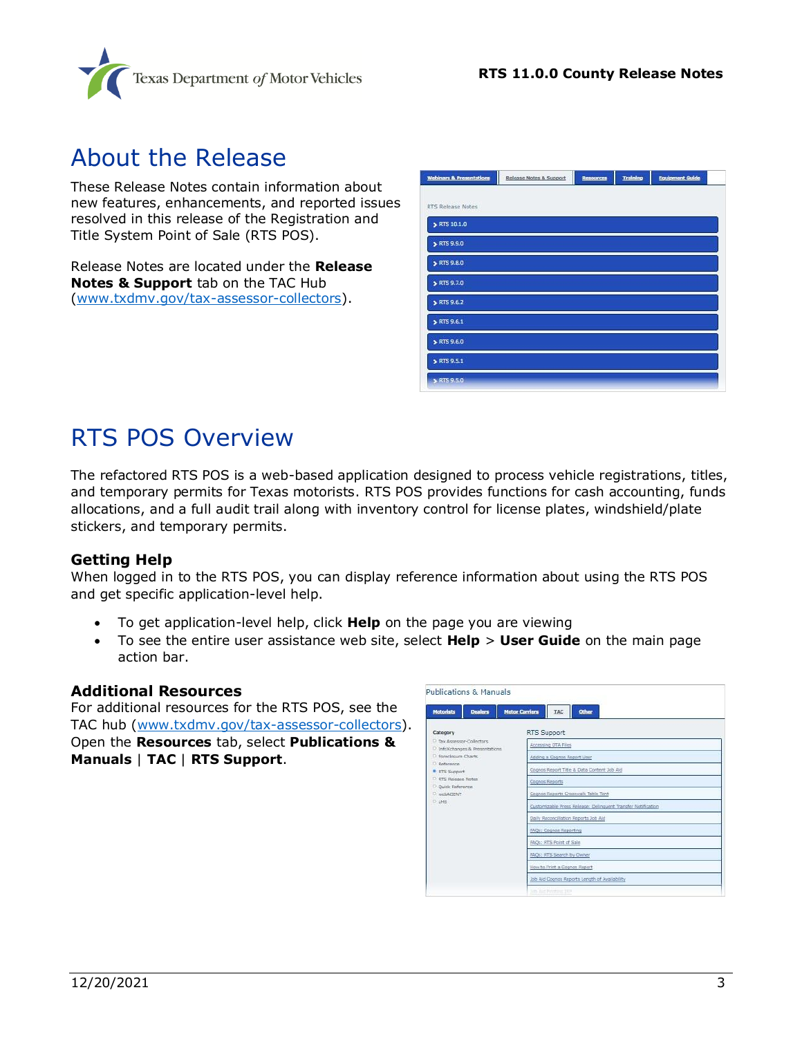# About the Release

These Release Notes contain information about new features, enhancements, and reported issues resolved in this release of the Registration and Title System Point of Sale (RTS POS).

Release Notes are located under the **Release Notes & Support** tab on the TAC Hub (www.txdmv.gov/tax-assessor-collectors).

# RTS POS Overview

The refactored RTS POS is a web-based application designed to process vehicle registrations, titles, and temporary permits for Texas motorists. RTS POS provides functions for cash accounting, funds allocations, and a full audit trail along with inventory control for license plates, windshield/plate stickers, and temporary permits.

### Getting Help

When logged in to the RTS POS, you can display reference information about using the RTS POS and get specific application-level help.

- To get application-level help, click **Help** on the page you are viewing
- To see the entire user assistance web site, select **Help** > **User Guide** on the main page action bar.

### Additional Resources

For additional resources for the RTS POS, see the TAC hub (www.txdmv.gov/tax-assessor-collectors). Open the **Resources** tab, select **Publications & Manuals** | **TAC** | **RTS Support**.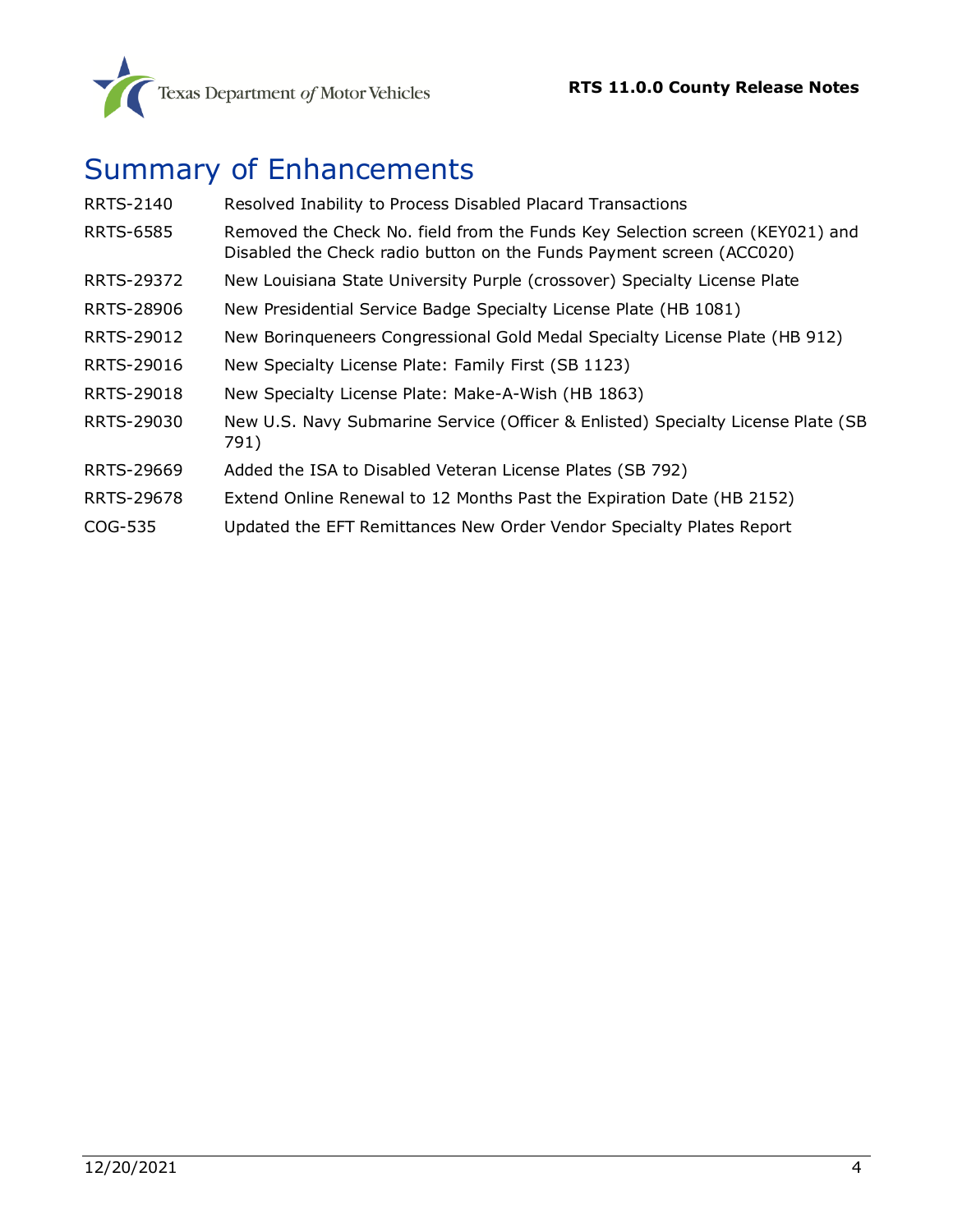# Summary of Enhancements

| | |
|---|---|
| RRTS-2140 | Resolved Inability to Process Disabled Placard Transactions |
| RRTS-6585 | Removed the Check No. field from the Funds Key Selection screen (KEY021) and Disabled the Check radio button on the Funds Payment screen (ACC020) |
| RRTS-29372 | New Louisiana State University Purple (crossover) Specialty License Plate |
| RRTS-28906 | New Presidential Service Badge Specialty License Plate (HB 1081) |
| RRTS-29012 | New Borinqueneers Congressional Gold Medal Specialty License Plate (HB 912) |
| RRTS-29016 | New Specialty License Plate: Family First (SB 1123) |
| RRTS-29018 | New Specialty License Plate: Make-A-Wish (HB 1863) |
| RRTS-29030 | New U.S. Navy Submarine Service (Officer & Enlisted) Specialty License Plate (SB 791) |
| RRTS-29669 | Added the ISA to Disabled Veteran License Plates (SB 792) |
| RRTS-29678 | Extend Online Renewal to 12 Months Past the Expiration Date (HB 2152) |
| COG-535 | Updated the EFT Remittances New Order Vendor Specialty Plates Report |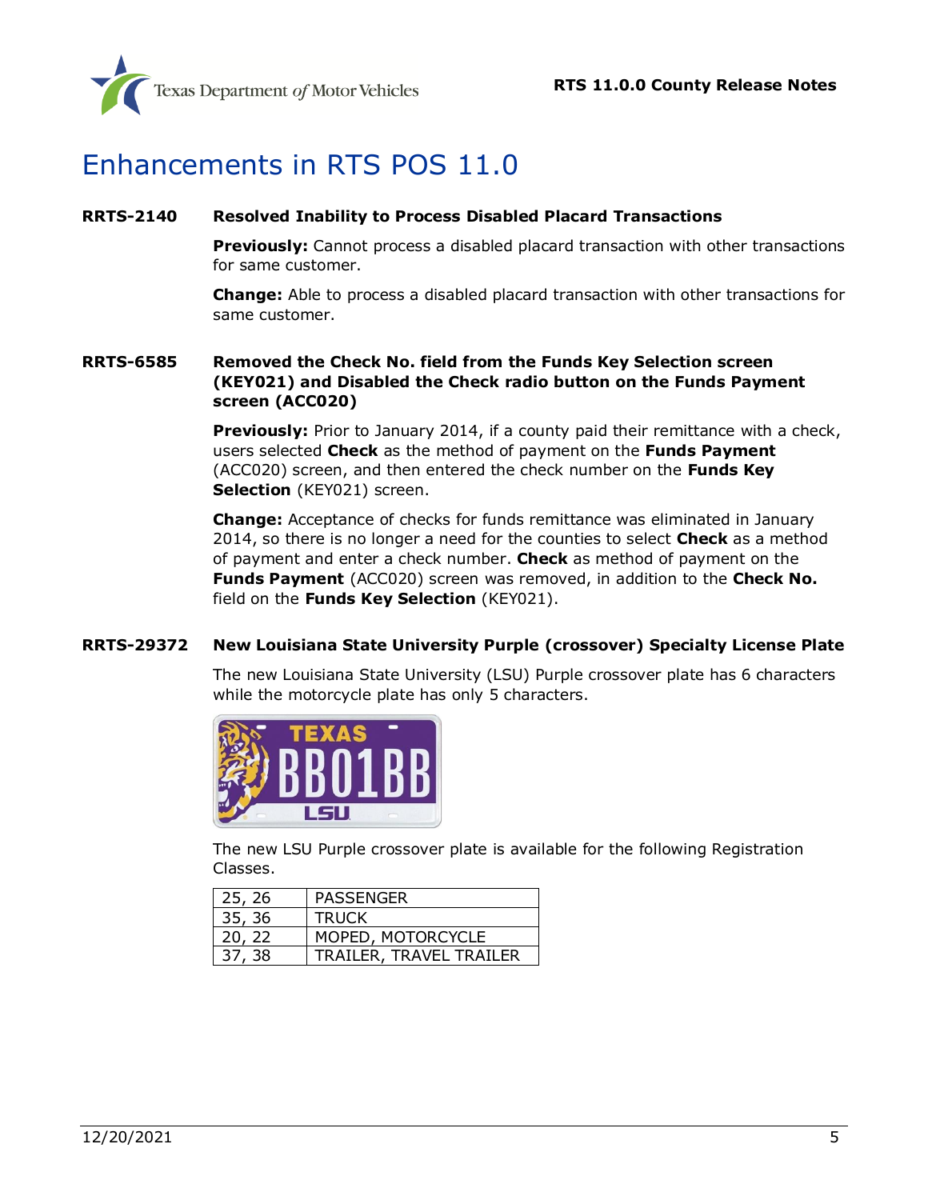# Enhancements in RTS POS 11.0

**RRTS-2140 Resolved Inability to Process Disabled Placard Transactions**

**Previously:** Cannot process a disabled placard transaction with other transactions for same customer.

**Change:** Able to process a disabled placard transaction with other transactions for same customer.

**RRTS-6585 Removed the Check No. field from the Funds Key Selection screen (KEY021) and Disabled the Check radio button on the Funds Payment screen (ACC020)**

**Previously:** Prior to January 2014, if a county paid their remittance with a check, users selected **Check** as the method of payment on the **Funds Payment** (ACC020) screen, and then entered the check number on the **Funds Key Selection** (KEY021) screen.

**Change:** Acceptance of checks for funds remittance was eliminated in January 2014, so there is no longer a need for the counties to select **Check** as a method of payment and enter a check number. **Check** as method of payment on the **Funds Payment** (ACC020) screen was removed, in addition to the **Check No.** field on the **Funds Key Selection** (KEY021).

**RRTS-29372 New Louisiana State University Purple (crossover) Specialty License Plate**

The new Louisiana State University (LSU) Purple crossover plate has 6 characters while the motorcycle plate has only 5 characters.

The new LSU Purple crossover plate is available for the following Registration Classes.

| 25, 26 | PASSENGER |
|---|---|
| 35, 36 | TRUCK |
| 20, 22 | MOPED, MOTORCYCLE |
| 37, 38 | TRAILER, TRAVEL TRAILER |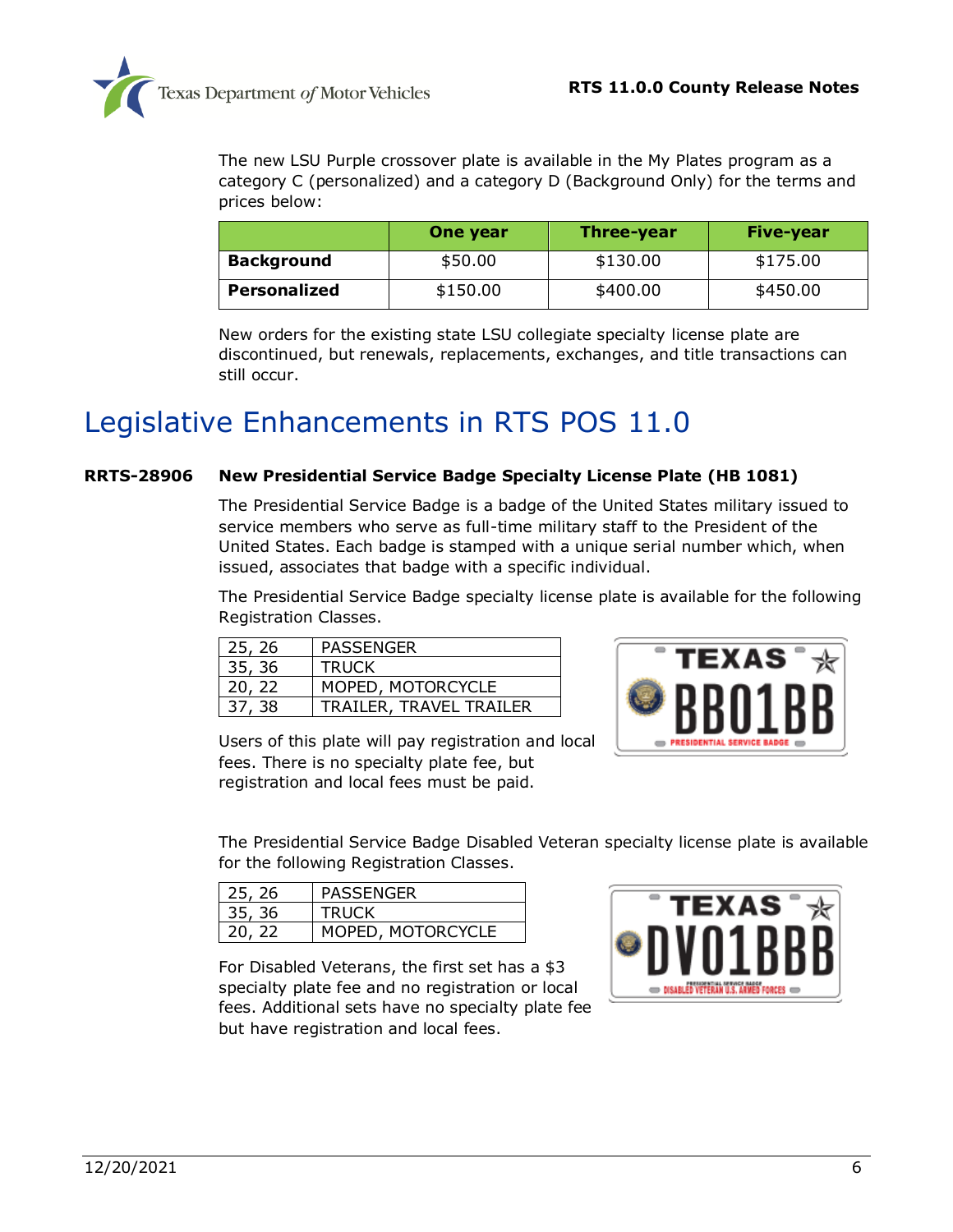The new LSU Purple crossover plate is available in the My Plates program as a category C (personalized) and a category D (Background Only) for the terms and prices below:

| | One year | Three-year | Five-year |
|---|---|---|---|
| **Background** | $50.00 | $130.00 | $175.00 |
| **Personalized** | $150.00 | $400.00 | $450.00 |

New orders for the existing state LSU collegiate specialty license plate are discontinued, but renewals, replacements, exchanges, and title transactions can still occur.

# Legislative Enhancements in RTS POS 11.0

### RRTS-28906 New Presidential Service Badge Specialty License Plate (HB 1081)

The Presidential Service Badge is a badge of the United States military issued to service members who serve as full-time military staff to the President of the United States. Each badge is stamped with a unique serial number which, when issued, associates that badge with a specific individual.

The Presidential Service Badge specialty license plate is available for the following Registration Classes.

| | |
|---|---|
| 25, 26 | PASSENGER |
| 35, 36 | TRUCK |
| 20, 22 | MOPED, MOTORCYCLE |
| 37, 38 | TRAILER, TRAVEL TRAILER |

Users of this plate will pay registration and local fees. There is no specialty plate fee, but registration and local fees must be paid.

The Presidential Service Badge Disabled Veteran specialty license plate is available for the following Registration Classes.

| | |
|---|---|
| 25, 26 | PASSENGER |
| 35, 36 | TRUCK |
| 20, 22 | MOPED, MOTORCYCLE |

For Disabled Veterans, the first set has a $3 specialty plate fee and no registration or local fees. Additional sets have no specialty plate fee but have registration and local fees.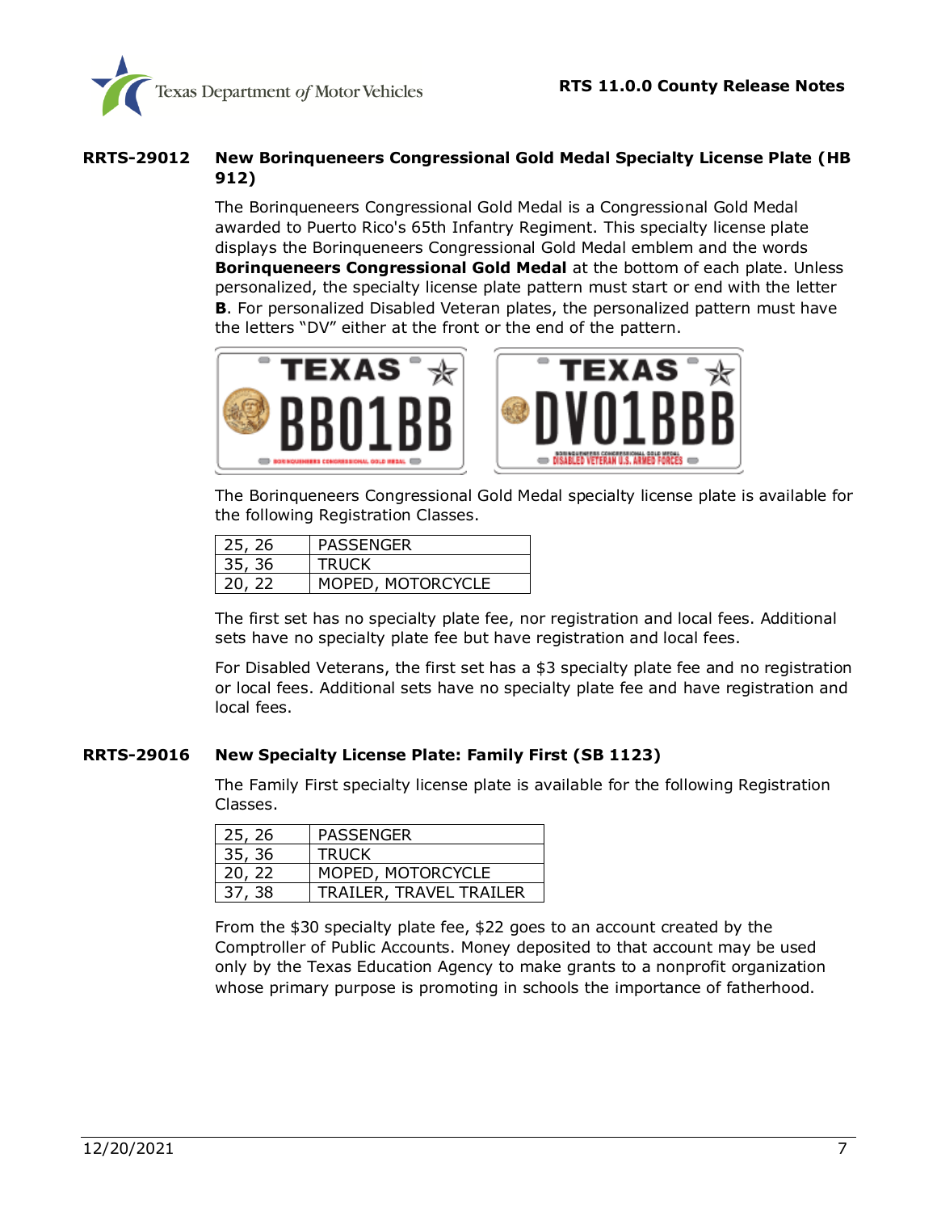## RRTS-29012 New Borinqueneers Congressional Gold Medal Specialty License Plate (HB 912)

The Borinqueneers Congressional Gold Medal is a Congressional Gold Medal awarded to Puerto Rico's 65th Infantry Regiment. This specialty license plate displays the Borinqueneers Congressional Gold Medal emblem and the words **Borinqueneers Congressional Gold Medal** at the bottom of each plate. Unless personalized, the specialty license plate pattern must start or end with the letter **B**. For personalized Disabled Veteran plates, the personalized pattern must have the letters "DV" either at the front or the end of the pattern.

The Borinqueneers Congressional Gold Medal specialty license plate is available for the following Registration Classes.

| 25, 26 | PASSENGER |
|---|---|
| 35, 36 | TRUCK |
| 20, 22 | MOPED, MOTORCYCLE |

The first set has no specialty plate fee, nor registration and local fees. Additional sets have no specialty plate fee but have registration and local fees.

For Disabled Veterans, the first set has a $3 specialty plate fee and no registration or local fees. Additional sets have no specialty plate fee and have registration and local fees.

## RRTS-29016 New Specialty License Plate: Family First (SB 1123)

The Family First specialty license plate is available for the following Registration Classes.

| 25, 26 | PASSENGER |
|---|---|
| 35, 36 | TRUCK |
| 20, 22 | MOPED, MOTORCYCLE |
| 37, 38 | TRAILER, TRAVEL TRAILER |

From the $30 specialty plate fee, $22 goes to an account created by the Comptroller of Public Accounts. Money deposited to that account may be used only by the Texas Education Agency to make grants to a nonprofit organization whose primary purpose is promoting in schools the importance of fatherhood.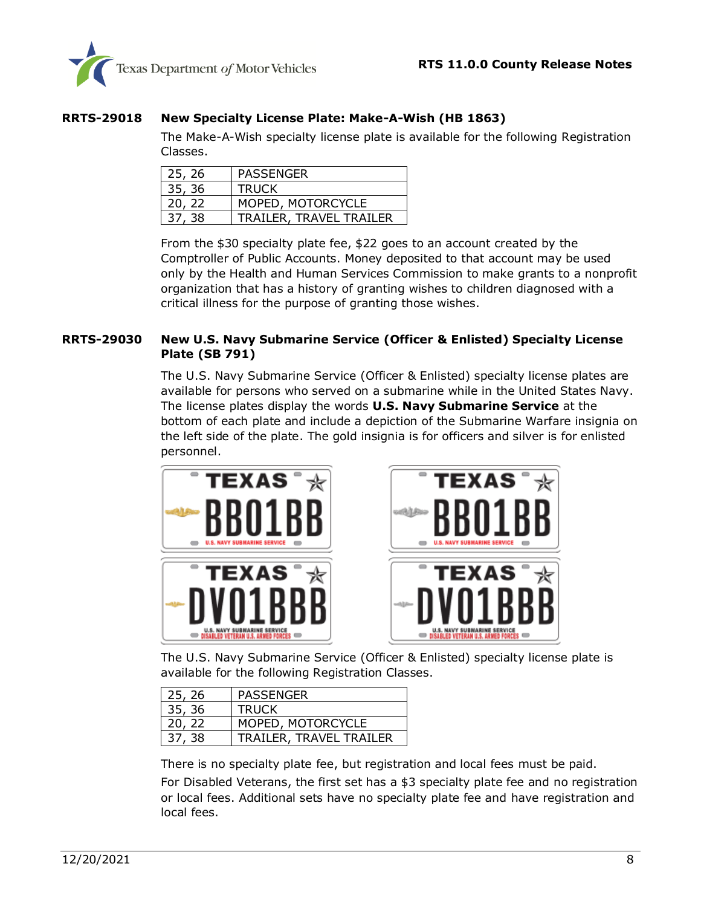### RRTS-29018 New Specialty License Plate: Make-A-Wish (HB 1863)

The Make-A-Wish specialty license plate is available for the following Registration Classes.

| | |
|---|---|
| 25, 26 | PASSENGER |
| 35, 36 | TRUCK |
| 20, 22 | MOPED, MOTORCYCLE |
| 37, 38 | TRAILER, TRAVEL TRAILER |

From the $30 specialty plate fee, $22 goes to an account created by the Comptroller of Public Accounts. Money deposited to that account may be used only by the Health and Human Services Commission to make grants to a nonprofit organization that has a history of granting wishes to children diagnosed with a critical illness for the purpose of granting those wishes.

### RRTS-29030 New U.S. Navy Submarine Service (Officer & Enlisted) Specialty License Plate (SB 791)

The U.S. Navy Submarine Service (Officer & Enlisted) specialty license plates are available for persons who served on a submarine while in the United States Navy. The license plates display the words **U.S. Navy Submarine Service** at the bottom of each plate and include a depiction of the Submarine Warfare insignia on the left side of the plate. The gold insignia is for officers and silver is for enlisted personnel.

The U.S. Navy Submarine Service (Officer & Enlisted) specialty license plate is available for the following Registration Classes.

| | |
|---|---|
| 25, 26 | PASSENGER |
| 35, 36 | TRUCK |
| 20, 22 | MOPED, MOTORCYCLE |
| 37, 38 | TRAILER, TRAVEL TRAILER |

There is no specialty plate fee, but registration and local fees must be paid.

For Disabled Veterans, the first set has a $3 specialty plate fee and no registration or local fees. Additional sets have no specialty plate fee and have registration and local fees.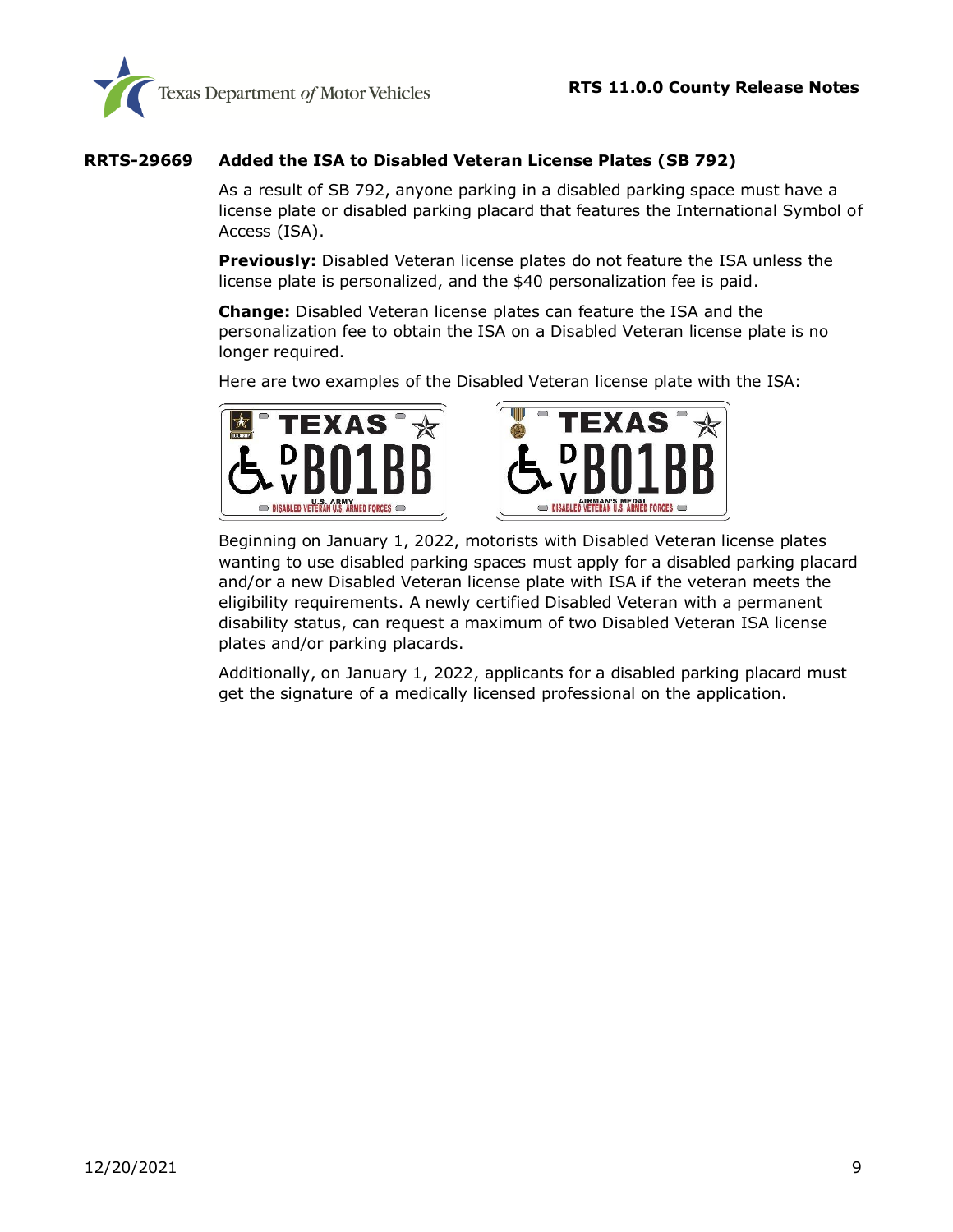## RRTS-29669 Added the ISA to Disabled Veteran License Plates (SB 792)

As a result of SB 792, anyone parking in a disabled parking space must have a license plate or disabled parking placard that features the International Symbol of Access (ISA).

**Previously:** Disabled Veteran license plates do not feature the ISA unless the license plate is personalized, and the $40 personalization fee is paid.

**Change:** Disabled Veteran license plates can feature the ISA and the personalization fee to obtain the ISA on a Disabled Veteran license plate is no longer required.

Here are two examples of the Disabled Veteran license plate with the ISA:

Beginning on January 1, 2022, motorists with Disabled Veteran license plates wanting to use disabled parking spaces must apply for a disabled parking placard and/or a new Disabled Veteran license plate with ISA if the veteran meets the eligibility requirements. A newly certified Disabled Veteran with a permanent disability status, can request a maximum of two Disabled Veteran ISA license plates and/or parking placards.

Additionally, on January 1, 2022, applicants for a disabled parking placard must get the signature of a medically licensed professional on the application.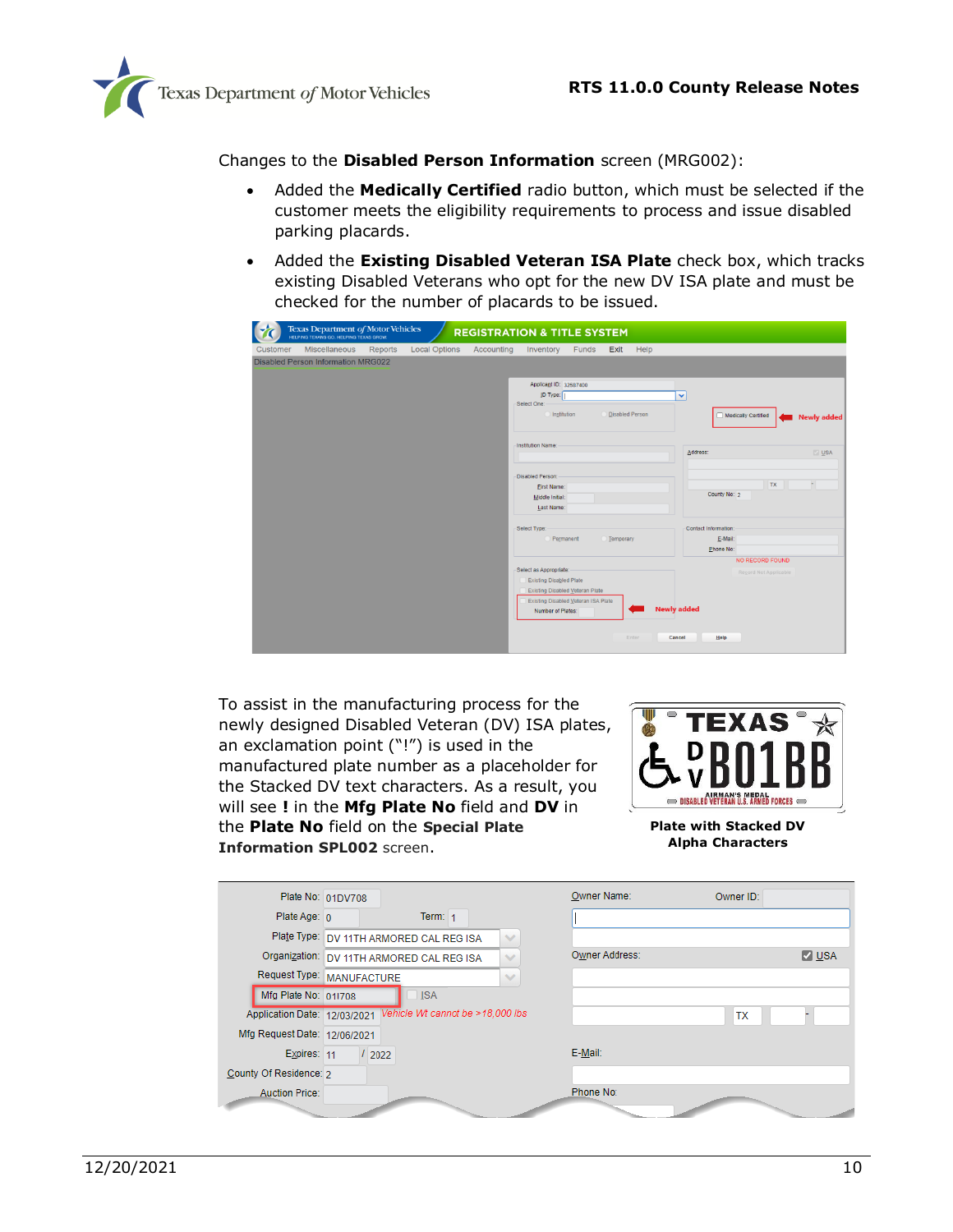Changes to the **Disabled Person Information** screen (MRG002):

- Added the **Medically Certified** radio button, which must be selected if the customer meets the eligibility requirements to process and issue disabled parking placards.
- Added the **Existing Disabled Veteran ISA Plate** check box, which tracks existing Disabled Veterans who opt for the new DV ISA plate and must be checked for the number of placards to be issued.

To assist in the manufacturing process for the newly designed Disabled Veteran (DV) ISA plates, an exclamation point ("!") is used in the manufactured plate number as a placeholder for the Stacked DV text characters. As a result, you will see **!** in the **Mfg Plate No** field and **DV** in the **Plate No** field on the **Special Plate Information SPL002** screen.

**Plate with Stacked DV Alpha Characters**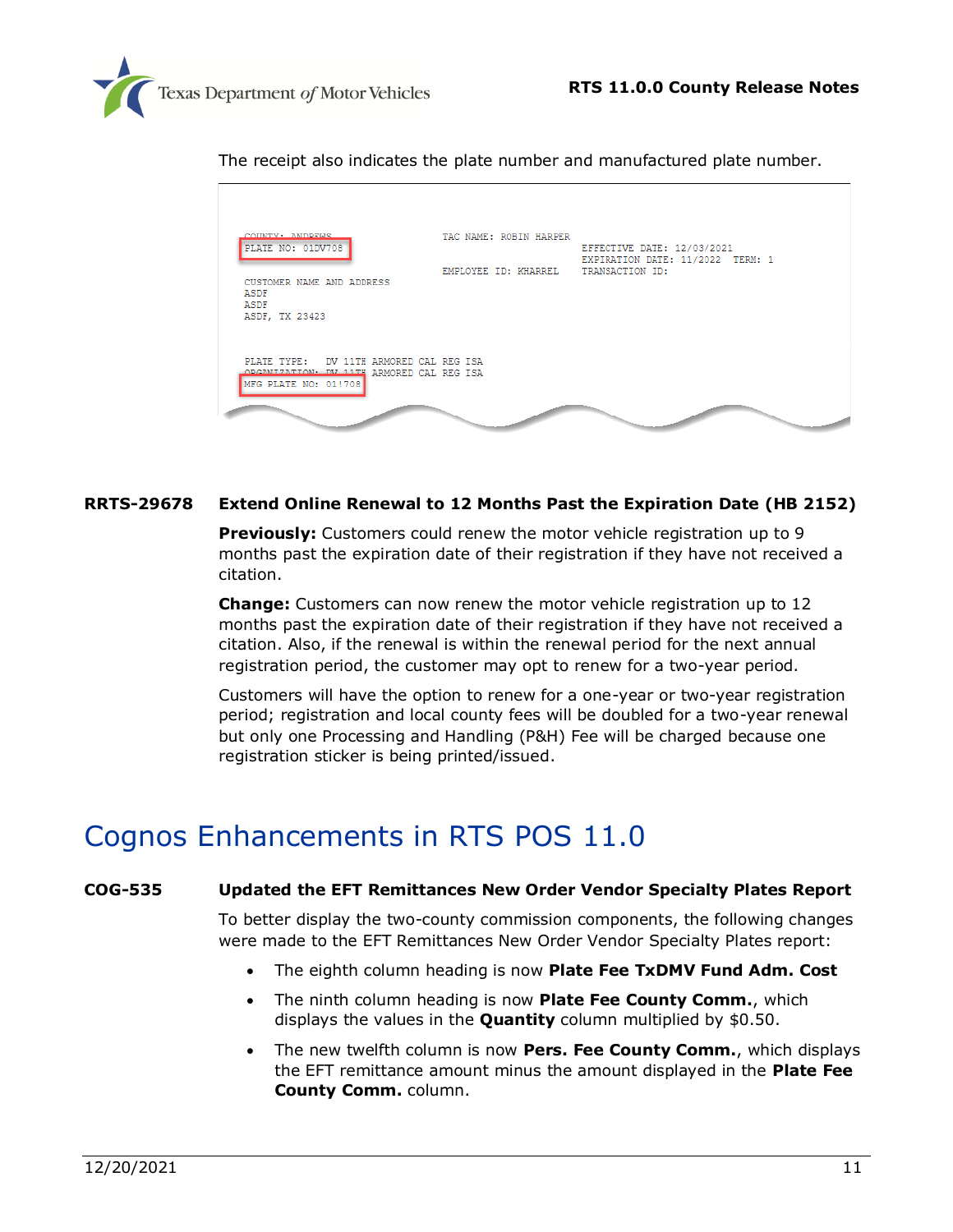The receipt also indicates the plate number and manufactured plate number.

```
COUNTY: ANDREWS                    TAC NAME: ROBIN HARPER
PLATE NO: 01DV708                                          EFFECTIVE DATE: 12/03/2021
                                                           EXPIRATION DATE: 11/2022  TERM: 1
                                   EMPLOYEE ID: KHARREL    TRANSACTION ID:
CUSTOMER NAME AND ADDRESS
ASDF
ASDF
ASDF, TX 23423


PLATE TYPE:   DV 11TH ARMORED CAL REG ISA
ORGANIZATION: DV 11TH ARMORED CAL REG ISA
MFG PLATE NO: 01!708
```

**RRTS-29678 Extend Online Renewal to 12 Months Past the Expiration Date (HB 2152)**

**Previously:** Customers could renew the motor vehicle registration up to 9 months past the expiration date of their registration if have not received a citation.

**Change:** Customers can now renew the motor vehicle registration up to 12 months past the expiration date of their registration if they have not received a citation. Also, if the renewal is within the renewal period for the next annual registration period, the customer may opt to renew for a two-year period.

Customers will have the option to renew for a one-year or two-year registration period; registration and local county fees will be doubled for a two-year renewal but only one Processing and Handling (P&H) Fee will be charged because one registration sticker is being printed/issued.

# Cognos Enhancements in RTS POS 11.0

**COG-535 Updated the EFT Remittances New Order Vendor Specialty Plates Report**

To better display the two-county commission components, the following changes were made to the EFT Remittances New Order Vendor Specialty Plates report:

- The eighth column heading is now **Plate Fee TxDMV Fund Adm. Cost**
- The ninth column heading is now **Plate Fee County Comm.**, which displays the values in the **Quantity** column multiplied by $0.50.
- The new twelfth column is now **Pers. Fee County Comm.**, which displays the EFT remittance amount minus the amount displayed in the **Plate Fee County Comm.** column.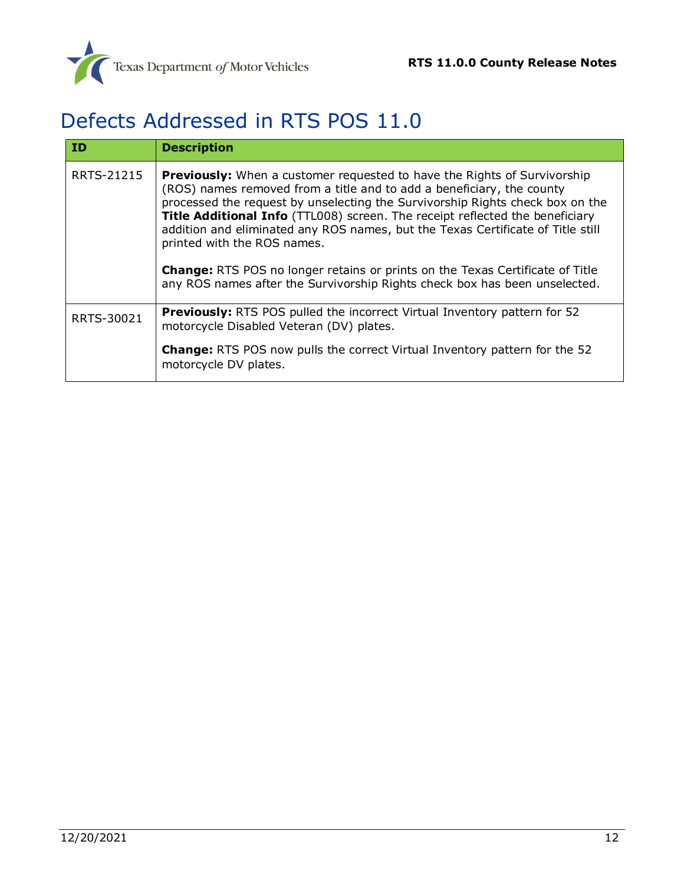# Defects Addressed in RTS POS 11.0

| ID | Description |
|---|---|
| RRTS-21215 | **Previously:** When a customer requested to have the Rights of Survivorship (ROS) names removed from a title and to add a beneficiary, the county processed the request by unselecting the Survivorship Rights check box on the **Title Additional Info** (TTL008) screen. The receipt reflected the beneficiary addition and eliminated any ROS names, but the Texas Certificate of Title still printed with the ROS names.<br><br>**Change:** RTS POS no longer retains or prints on the Texas Certificate of Title any ROS names after the Survivorship Rights check box has been unselected. |
| RRTS-30021 | **Previously:** RTS POS pulled the incorrect Virtual Inventory pattern for 52 motorcycle Disabled Veteran (DV) plates.<br><br>**Change:** RTS POS now pulls the correct Virtual Inventory pattern for the 52 motorcycle DV plates. |